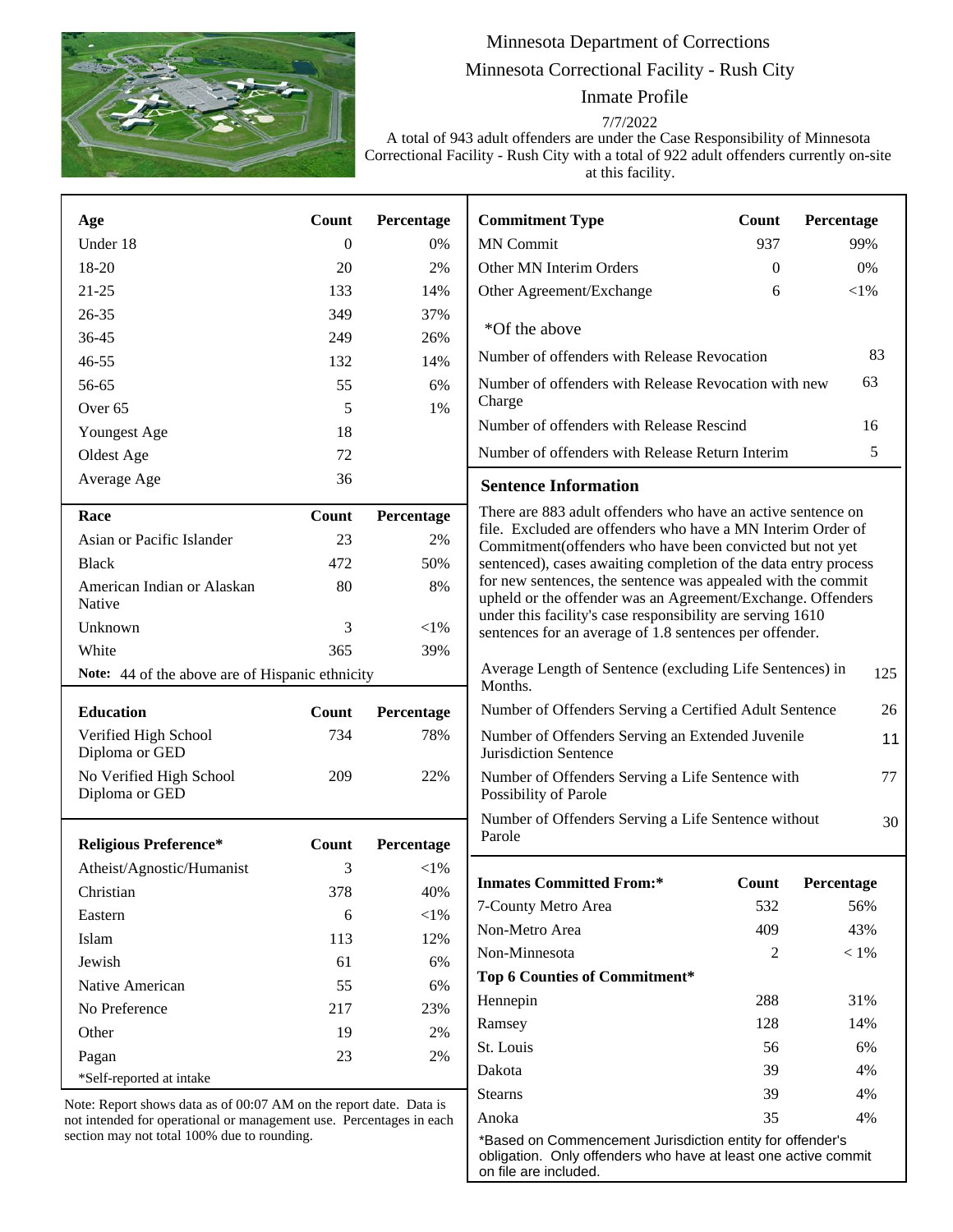# Minnesota Department of Corrections

## Minnesota Correctional Facility - Rush City

## Inmate Profile

7/7/2022

A total of 943 adult offenders are under the Case Responsibility of Minnesota Correctional Facility - Rush City with a total of 922 adult offenders currently on-site at this facility.

| Age | Count | Percentage |
|---|---|---|
| Under 18 | 0 | 0% |
| 18-20 | 20 | 2% |
| 21-25 | 133 | 14% |
| 26-35 | 349 | 37% |
| 36-45 | 249 | 26% |
| 46-55 | 132 | 14% |
| 56-65 | 55 | 6% |
| Over 65 | 5 | 1% |
| Youngest Age | 18 | |
| Oldest Age | 72 | |
| Average Age | 36 | |

| Race | Count | Percentage |
|---|---|---|
| Asian or Pacific Islander | 23 | 2% |
| Black | 472 | 50% |
| American Indian or Alaskan Native | 80 | 8% |
| Unknown | 3 | <1% |
| White | 365 | 39% |

**Note:** 44 of the above are of Hispanic ethnicity

| Education | Count | Percentage |
|---|---|---|
| Verified High School Diploma or GED | 734 | 78% |
| No Verified High School Diploma or GED | 209 | 22% |

| Religious Preference* | Count | Percentage |
|---|---|---|
| Atheist/Agnostic/Humanist | 3 | <1% |
| Christian | 378 | 40% |
| Eastern | 6 | <1% |
| Islam | 113 | 12% |
| Jewish | 61 | 6% |
| Native American | 55 | 6% |
| No Preference | 217 | 23% |
| Other | 19 | 2% |
| Pagan | 23 | 2% |

*Self-reported at intake

Note: Report shows data as of 00:07 AM on the report date. Data is not intended for operational or management use. Percentages in each section may not total 100% due to rounding.

| Commitment Type | Count | Percentage |
|---|---|---|
| MN Commit | 937 | 99% |
| Other MN Interim Orders | 0 | 0% |
| Other Agreement/Exchange | 6 | <1% |

*Of the above

| | |
|---|---|
| Number of offenders with Release Revocation | 83 |
| Number of offenders with Release Revocation with new Charge | 63 |
| Number of offenders with Release Rescind | 16 |
| Number of offenders with Release Return Interim | 5 |

### Sentence Information

There are 883 adult offenders who have an active sentence on file. Excluded are offenders who have a MN Interim Order of Commitment(offenders who have been convicted but not yet sentenced), cases awaiting completion of the data entry process for new sentences, the sentence was appealed with the commit upheld or the offender was an Agreement/Exchange. Offenders under this facility's case responsibility are serving 1610 sentences for an average of 1.8 sentences per offender.

| | |
|---|---|
| Average Length of Sentence (excluding Life Sentences) in Months. | 125 |
| Number of Offenders Serving a Certified Adult Sentence | 26 |
| Number of Offenders Serving an Extended Juvenile Jurisdiction Sentence | 11 |
| Number of Offenders Serving a Life Sentence with Possibility of Parole | 77 |
| Number of Offenders Serving a Life Sentence without Parole | 30 |

| Inmates Committed From:* | Count | Percentage |
|---|---|---|
| 7-County Metro Area | 532 | 56% |
| Non-Metro Area | 409 | 43% |
| Non-Minnesota | 2 | < 1% |
| **Top 6 Counties of Commitment*** | | |
| Hennepin | 288 | 31% |
| Ramsey | 128 | 14% |
| St. Louis | 56 | 6% |
| Dakota | 39 | 4% |
| Stearns | 39 | 4% |
| Anoka | 35 | 4% |

*Based on Commencement Jurisdiction entity for offender's obligation. Only offenders who have at least one active commit on file are included.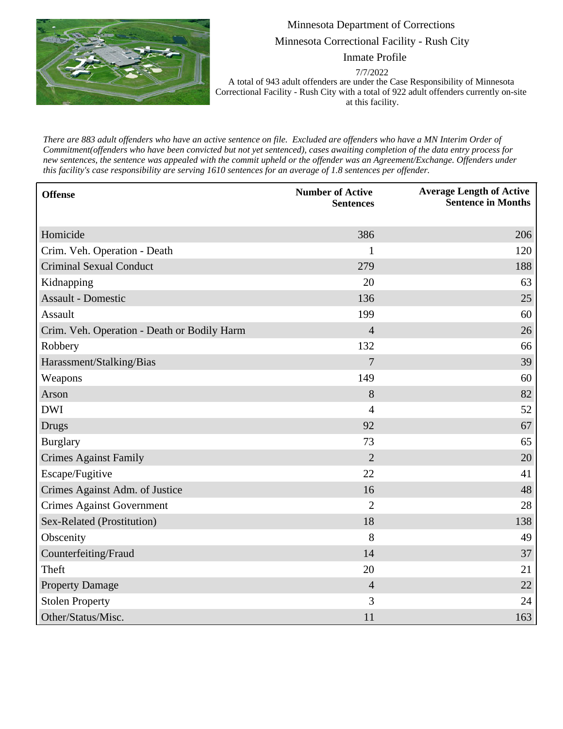Minnesota Department of Corrections

Minnesota Correctional Facility - Rush City

Inmate Profile

7/7/2022

A total of 943 adult offenders are under the Case Responsibility of Minnesota Correctional Facility - Rush City with a total of 922 adult offenders currently on-site at this facility.

*There are 883 adult offenders who have an active sentence on file. Excluded are offenders who have a MN Interim Order of Commitment(offenders who have been convicted but not yet sentenced), cases awaiting completion of the data entry process for new sentences, the sentence was appealed with the commit upheld or the offender was an Agreement/Exchange. Offenders under this facility's case responsibility are serving 1610 sentences for an average of 1.8 sentences per offender.*

| Offense | Number of Active Sentences | Average Length of Active Sentence in Months |
|---|---|---|
| Homicide | 386 | 206 |
| Crim. Veh. Operation - Death | 1 | 120 |
| Criminal Sexual Conduct | 279 | 188 |
| Kidnapping | 20 | 63 |
| Assault - Domestic | 136 | 25 |
| Assault | 199 | 60 |
| Crim. Veh. Operation - Death or Bodily Harm | 4 | 26 |
| Robbery | 132 | 66 |
| Harassment/Stalking/Bias | 7 | 39 |
| Weapons | 149 | 60 |
| Arson | 8 | 82 |
| DWI | 4 | 52 |
| Drugs | 92 | 67 |
| Burglary | 73 | 65 |
| Crimes Against Family | 2 | 20 |
| Escape/Fugitive | 22 | 41 |
| Crimes Against Adm. of Justice | 16 | 48 |
| Crimes Against Government | 2 | 28 |
| Sex-Related (Prostitution) | 18 | 138 |
| Obscenity | 8 | 49 |
| Counterfeiting/Fraud | 14 | 37 |
| Theft | 20 | 21 |
| Property Damage | 4 | 22 |
| Stolen Property | 3 | 24 |
| Other/Status/Misc. | 11 | 163 |